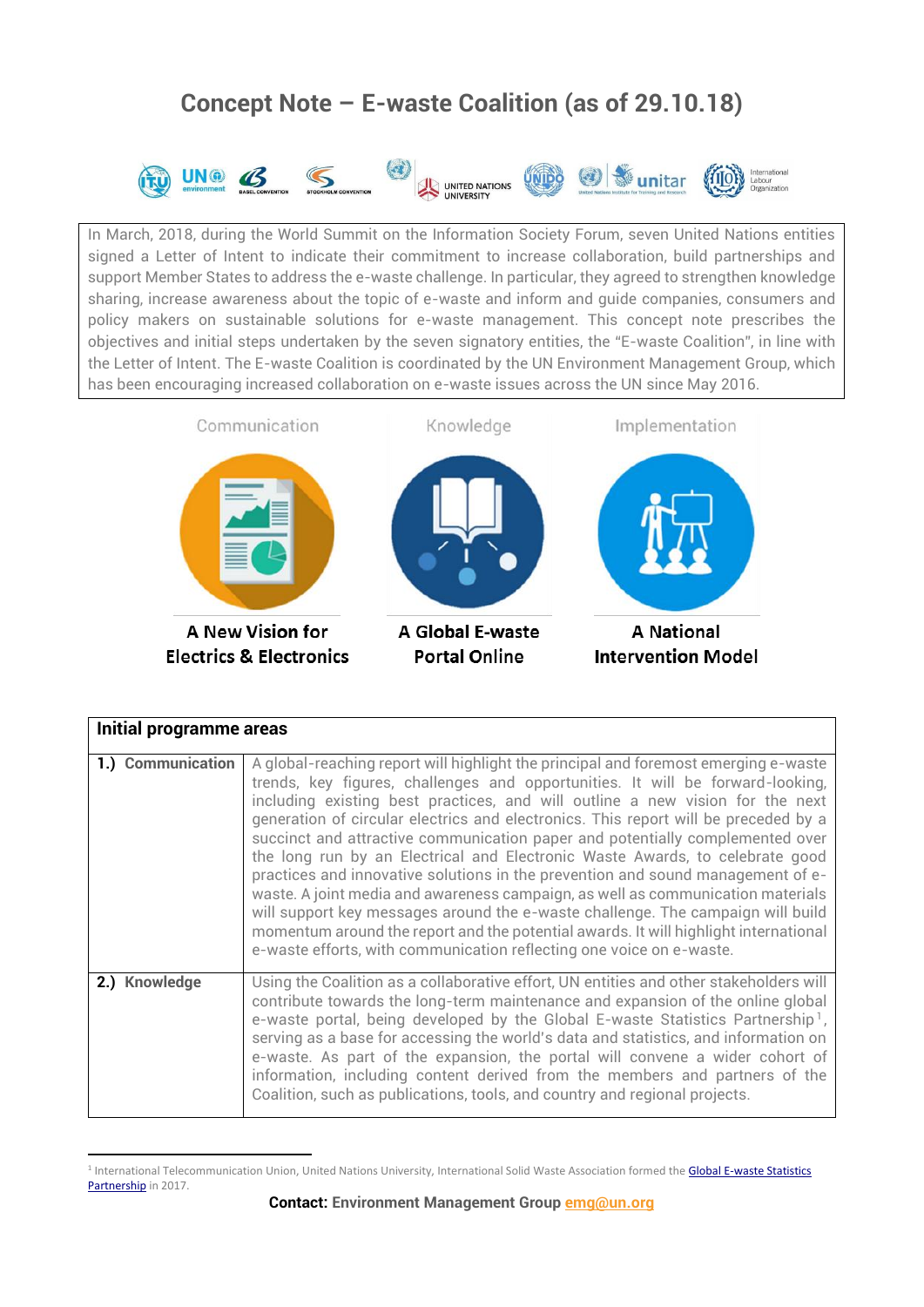# Concept Note – E-waste Coalition (as of 29.10.18)

In March, 2018, during the World Summit on the Information Society Forum, seven United Nations entities signed a Letter of Intent to indicate their commitment to increase collaboration, build partnerships and support Member States to address the e-waste challenge. In particular, they agreed to strengthen knowledge sharing, increase awareness about the topic of e-waste and inform and guide companies, consumers and policy makers on sustainable solutions for e-waste management. This concept note prescribes the objectives and initial steps undertaken by the seven signatory entities, the "E-waste Coalition", in line with the Letter of Intent. The E-waste Coalition is coordinated by the UN Environment Management Group, which has been encouraging increased collaboration on e-waste issues across the UN since May 2016.

| Communication | Knowledge | Implementation |
|---|---|---|
| **A New Vision for Electrics & Electronics** | **A Global E-waste Portal Online** | **A National Intervention Model** |

| **Initial programme areas** | |
|---|---|
| **1.) Communication** | A global-reaching report will highlight the principal and foremost emerging e-waste trends, key figures, challenges and opportunities. It will be forward-looking, including existing best practices, and will outline a new vision for the next generation of circular electrics and electronics. This report will be preceded by a succinct and attractive communication paper and potentially complemented over the long run by an Electrical and Electronic Waste Awards, to celebrate good practices and innovative solutions in the prevention and sound management of e-waste. A joint media and awareness campaign, as well as communication materials will support key messages around the e-waste challenge. The campaign will build momentum around the report and the potential awards. It will highlight international e-waste efforts, with communication reflecting one voice on e-waste. |
| **2.) Knowledge** | Using the Coalition as a collaborative effort, UN entities and other stakeholders will contribute towards the long-term maintenance and expansion of the online global e-waste portal, being developed by the Global E-waste Statistics Partnership[1], serving as a base for accessing the world's data and statistics, and information on e-waste. As part of the expansion, the portal will convene a wider cohort of information, including content derived from the members and partners of the Coalition, such as publications, tools, and country and regional projects. |

[1] International Telecommunication Union, United Nations University, International Solid Waste Association formed the Global E-waste Statistics Partnership in 2017.

**Contact:** **Environment Management Group** emg@un.org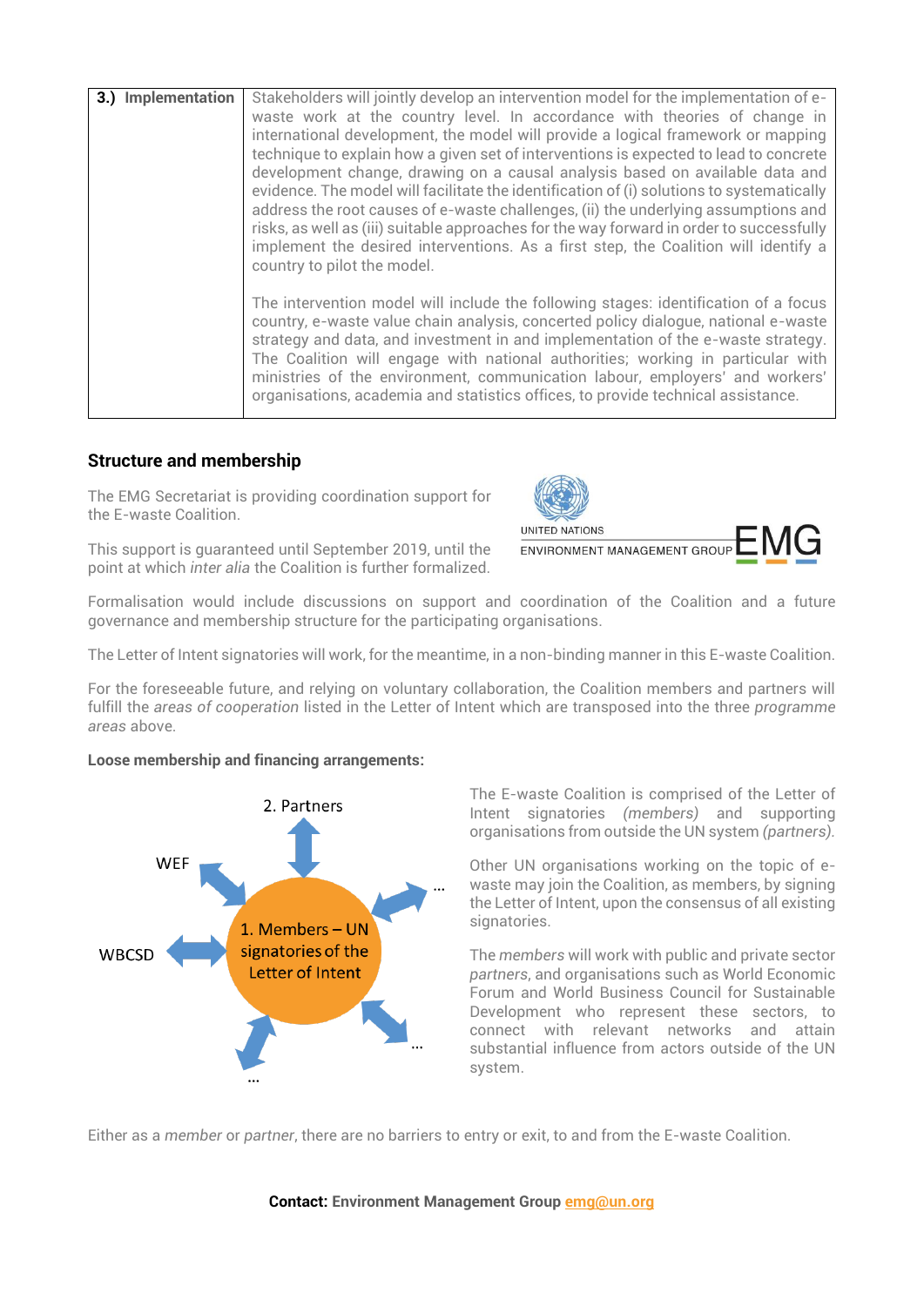| 3.) Implementation | Stakeholders will jointly develop an intervention model for the implementation of e-waste work at the country level. In accordance with theories of change in international development, the model will provide a logical framework or mapping technique to explain how a given set of interventions is expected to lead to concrete development change, drawing on a causal analysis based on available data and evidence. The model will facilitate the identification of (i) solutions to systematically address the root causes of e-waste challenges, (ii) the underlying assumptions and risks, as well as (iii) suitable approaches for the way forward in order to successfully implement the desired interventions. As a first step, the Coalition will identify a country to pilot the model.<br><br>The intervention model will include the following stages: identification of a focus country, e-waste value chain analysis, concerted policy dialogue, national e-waste strategy and data, and investment in and implementation of the e-waste strategy. The Coalition will engage with national authorities; working in particular with ministries of the environment, communication labour, employers' and workers' organisations, academia and statistics offices, to provide technical assistance. |
|---|---|

## Structure and membership

The EMG Secretariat is providing coordination support for the E-waste Coalition.

This support is guaranteed until September 2019, until the point at which *inter alia* the Coalition is further formalized.

UNITED NATIONS ENVIRONMENT MANAGEMENT GROUP EMG

Formalisation would include discussions on support and coordination of the Coalition and a future governance and membership structure for the participating organisations.

The Letter of Intent signatories will work, for the meantime, in a non-binding manner in this E-waste Coalition.

For the foreseeable future, and relying on voluntary collaboration, the Coalition members and partners will fulfill the *areas of cooperation* listed in the Letter of Intent which are transposed into the three *programme areas* above.

**Loose membership and financing arrangements:**

2. Partners

WEF

WBCSD

1. Members – UN signatories of the Letter of Intent

...

The E-waste Coalition is comprised of the Letter of Intent signatories *(members)* and supporting organisations from outside the UN system *(partners)*.

Other UN organisations working on the topic of e-waste may join the Coalition, as members, by signing the Letter of Intent, upon the consensus of all existing signatories.

The *members* will work with public and private sector *partners*, and organisations such as World Economic Forum and World Business Council for Sustainable Development who represent these sectors, to connect with relevant networks and attain substantial influence from actors outside of the UN system.

Either as a *member* or *partner*, there are no barriers to entry or exit, to and from the E-waste Coalition.

**Contact:** **Environment Management Group** emg@un.org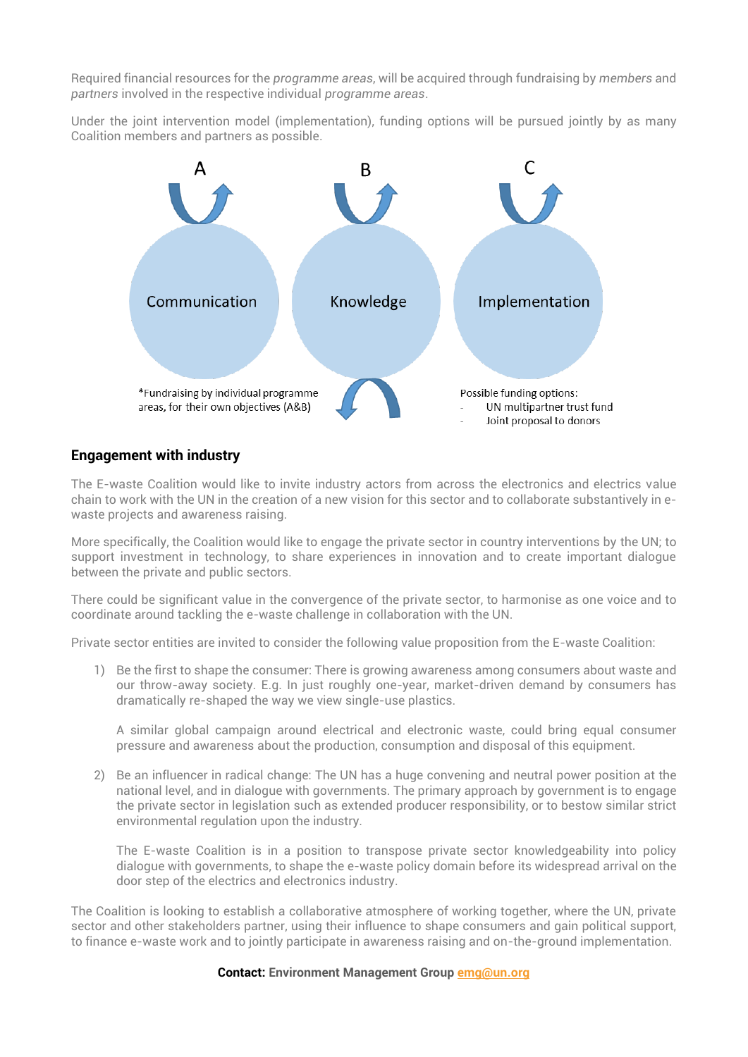Required financial resources for the *programme areas*, will be acquired through fundraising by *members* and *partners* involved in the respective individual *programme areas*.

Under the joint intervention model (implementation), funding options will be pursued jointly by as many Coalition members and partners as possible.

A

B

C

Communication

Knowledge

Implementation

*Fundraising by individual programme areas, for their own objectives (A&B)

Possible funding options:
- UN multipartner trust fund
- Joint proposal to donors

## Engagement with industry

The E-waste Coalition would like to invite industry actors from across the electronics and electrics value chain to work with the UN in the creation of a new vision for this sector and to collaborate substantively in e-waste projects and awareness raising.

More specifically, the Coalition would like to engage the private sector in country interventions by the UN; to support investment in technology, to share experiences in innovation and to create important dialogue between the private and public sectors.

There could be significant value in the convergence of the private sector, to harmonise as one voice and to coordinate around tackling the e-waste challenge in collaboration with the UN.

Private sector entities are invited to consider the following value proposition from the E-waste Coalition:

1) Be the first to shape the consumer: There is growing awareness among consumers about waste and our throw-away society. E.g. In just roughly one-year, market-driven demand by consumers has dramatically re-shaped the way we view single-use plastics.

   A similar global campaign around electrical and electronic waste, could bring equal consumer pressure and awareness about the production, consumption and disposal of this equipment.

2) Be an influencer in radical change: The UN has a huge convening and neutral power position at the national level, and in dialogue with governments. The primary approach by government is to engage the private sector in legislation such as extended producer responsibility, or to bestow similar strict environmental regulation upon the industry.

   The E-waste Coalition is in a position to transpose private sector knowledgeability into policy dialogue with governments, to shape the e-waste policy domain before its widespread arrival on the door step of the electrics and electronics industry.

The Coalition is looking to establish a collaborative atmosphere of working together, where the UN, private sector and other stakeholders partner, using their influence to shape consumers and gain political support, to finance e-waste work and to jointly participate in awareness raising and on-the-ground implementation.

**Contact: Environment Management Group emg@un.org**